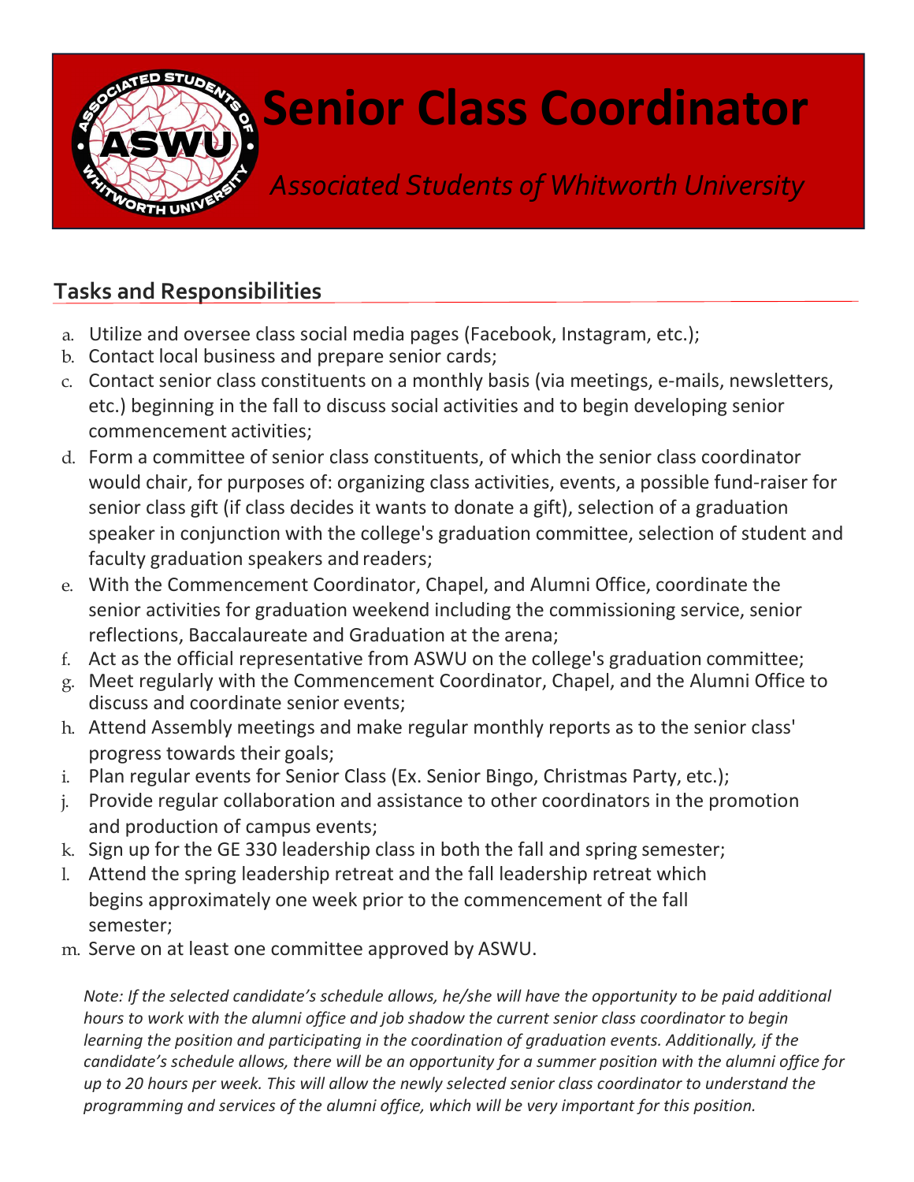# Senior Class Coordinator

*Associated Students of Whitworth University*

## Tasks and Responsibilities

a. Utilize and oversee class social media pages (Facebook, Instagram, etc.);
b. Contact local business and prepare senior cards;
c. Contact senior class constituents on a monthly basis (via meetings, e-mails, newsletters, etc.) beginning in the fall to discuss social activities and to begin developing senior commencement activities;
d. Form a committee of senior class constituents, of which the senior class coordinator would chair, for purposes of: organizing class activities, events, a possible fund-raiser for senior class gift (if class decides it wants to donate a gift), selection of a graduation speaker in conjunction with the college's graduation committee, selection of student and faculty graduation speakers and readers;
e. With the Commencement Coordinator, Chapel, and Alumni Office, coordinate the senior activities for graduation weekend including the commissioning service, senior reflections, Baccalaureate and Graduation at the arena;
f. Act as the official representative from ASWU on the college's graduation committee;
g. Meet regularly with the Commencement Coordinator, Chapel, and the Alumni Office to discuss and coordinate senior events;
h. Attend Assembly meetings and make regular monthly reports as to the senior class' progress towards their goals;
i. Plan regular events for Senior Class (Ex. Senior Bingo, Christmas Party, etc.);
j. Provide regular collaboration and assistance to other coordinators in the promotion and production of campus events;
k. Sign up for the GE 330 leadership class in both the fall and spring semester;
l. Attend the spring leadership retreat and the fall leadership retreat which begins approximately one week prior to the commencement of the fall semester;
m. Serve on at least one committee approved by ASWU.

*Note: If the selected candidate's schedule allows, he/she will have the opportunity to be paid additional hours to work with the alumni office and job shadow the current senior class coordinator to begin learning the position and participating in the coordination of graduation events. Additionally, if the candidate's schedule allows, there will be an opportunity for a summer position with the alumni office for up to 20 hours per week. This will allow the newly selected senior class coordinator to understand the programming and services of the alumni office, which will be very important for this position.*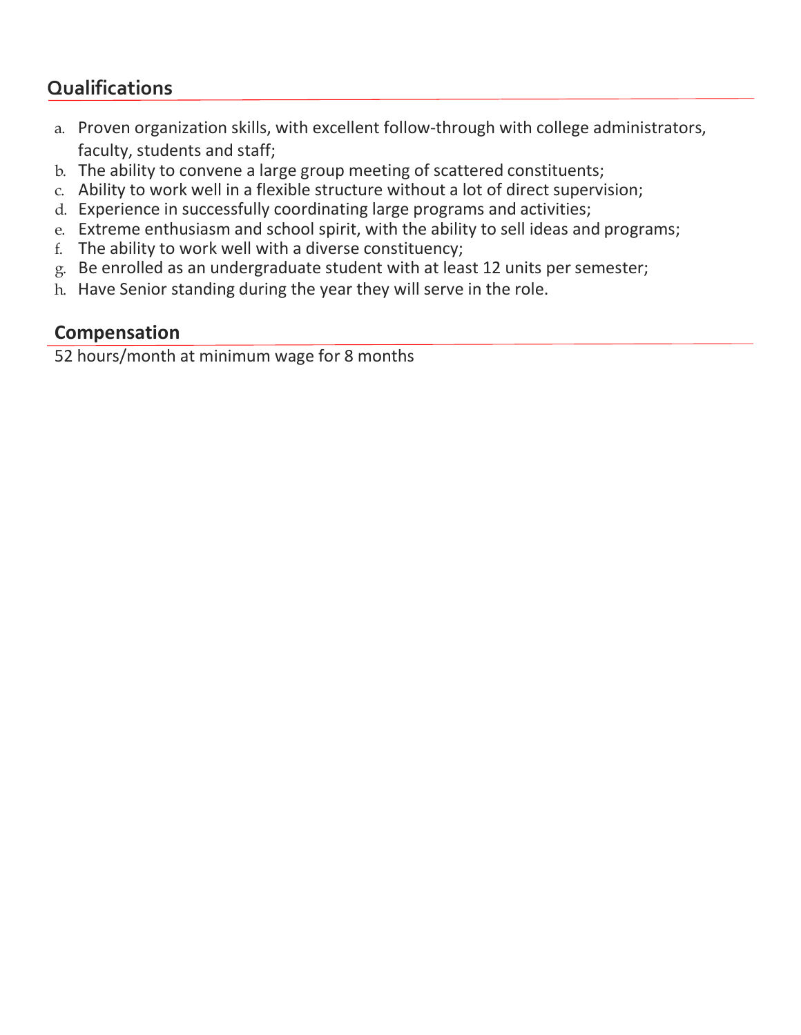## Qualifications

a. Proven organization skills, with excellent follow-through with college administrators, faculty, students and staff;
b. The ability to convene a large group meeting of scattered constituents;
c. Ability to work well in a flexible structure without a lot of direct supervision;
d. Experience in successfully coordinating large programs and activities;
e. Extreme enthusiasm and school spirit, with the ability to sell ideas and programs;
f. The ability to work well with a diverse constituency;
g. Be enrolled as an undergraduate student with at least 12 units per semester;
h. Have Senior standing during the year they will serve in the role.

## Compensation

52 hours/month at minimum wage for 8 months